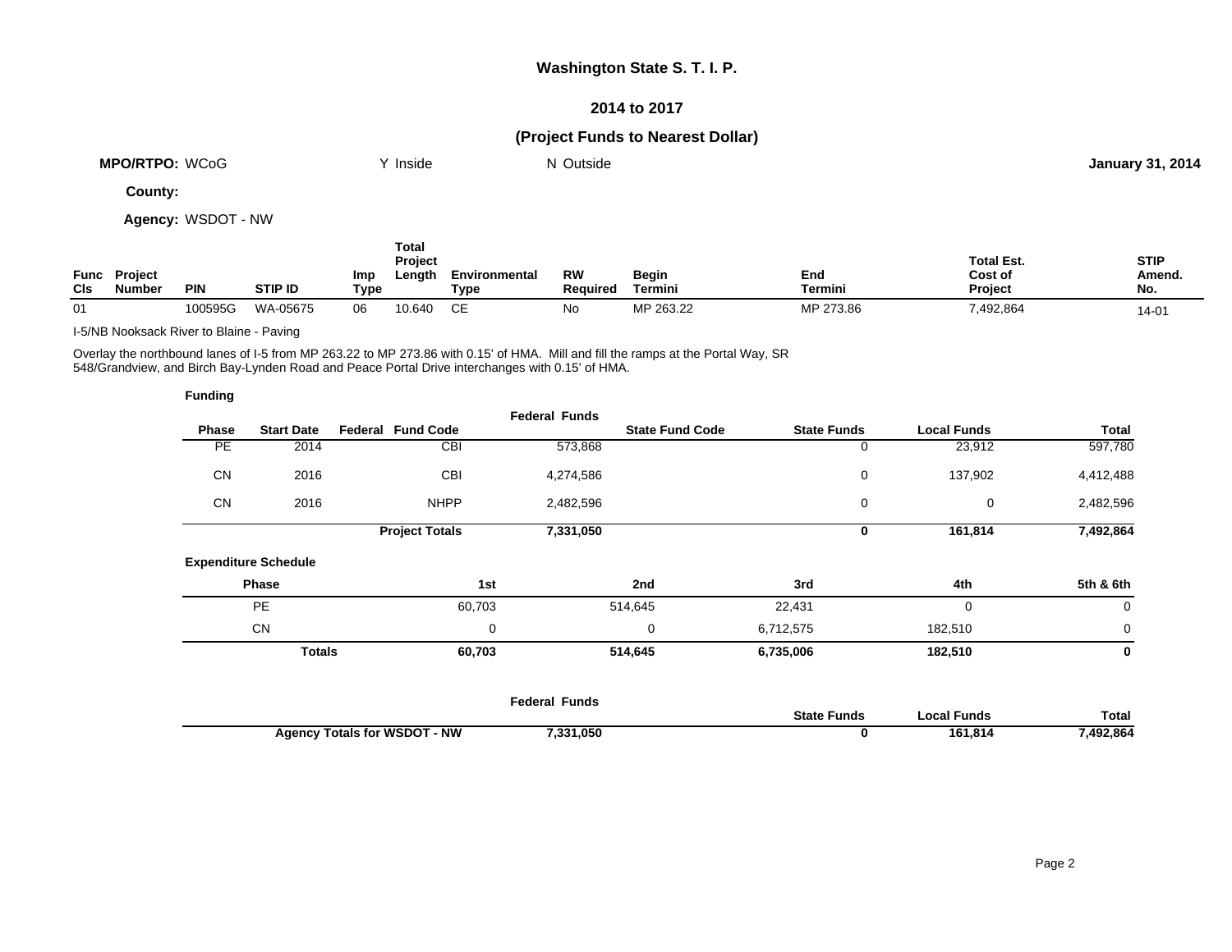# Washington State S. T. I. P.

## 2014 to 2017

## (Project Funds to Nearest Dollar)

**MPO/RTPO:** WCoG Y Inside N Outside **January 31, 2014**

**County:**

**Agency:** WSDOT - NW

| Func Cls | Project Number | PIN | STIP ID | Imp Type | Total Project Length | Environmental Type | RW Required | Begin Termini | End Termini | Total Est. Cost of Project | STIP Amend. No. |
|---|---|---|---|---|---|---|---|---|---|---|---|
| 01 | | 100595G | WA-05675 | 06 | 10.640 | CE | No | MP 263.22 | MP 273.86 | 7,492,864 | 14-01 |

I-5/NB Nooksack River to Blaine - Paving

Overlay the northbound lanes of I-5 from MP 263.22 to MP 273.86 with 0.15' of HMA. Mill and fill the ramps at the Portal Way, SR 548/Grandview, and Birch Bay-Lynden Road and Peace Portal Drive interchanges with 0.15' of HMA.

**Funding**

| Phase | Start Date | Federal Fund Code | Federal Funds | State Fund Code | State Funds | Local Funds | Total |
|---|---|---|---|---|---|---|---|
| PE | 2014 | CBI | 573,868 | | 0 | 23,912 | 597,780 |
| CN | 2016 | CBI | 4,274,586 | | 0 | 137,902 | 4,412,488 |
| CN | 2016 | NHPP | 2,482,596 | | 0 | 0 | 2,482,596 |
| | | **Project Totals** | **7,331,050** | | **0** | **161,814** | **7,492,864** |

**Expenditure Schedule**

| Phase | 1st | 2nd | 3rd | 4th | 5th & 6th |
|---|---|---|---|---|---|
| PE | 60,703 | 514,645 | 22,431 | 0 | 0 |
| CN | 0 | 0 | 6,712,575 | 182,510 | 0 |
| **Totals** | **60,703** | **514,645** | **6,735,006** | **182,510** | **0** |

| | Federal Funds | State Funds | Local Funds | Total |
|---|---|---|---|---|
| **Agency Totals for WSDOT - NW** | **7,331,050** | **0** | **161,814** | **7,492,864** |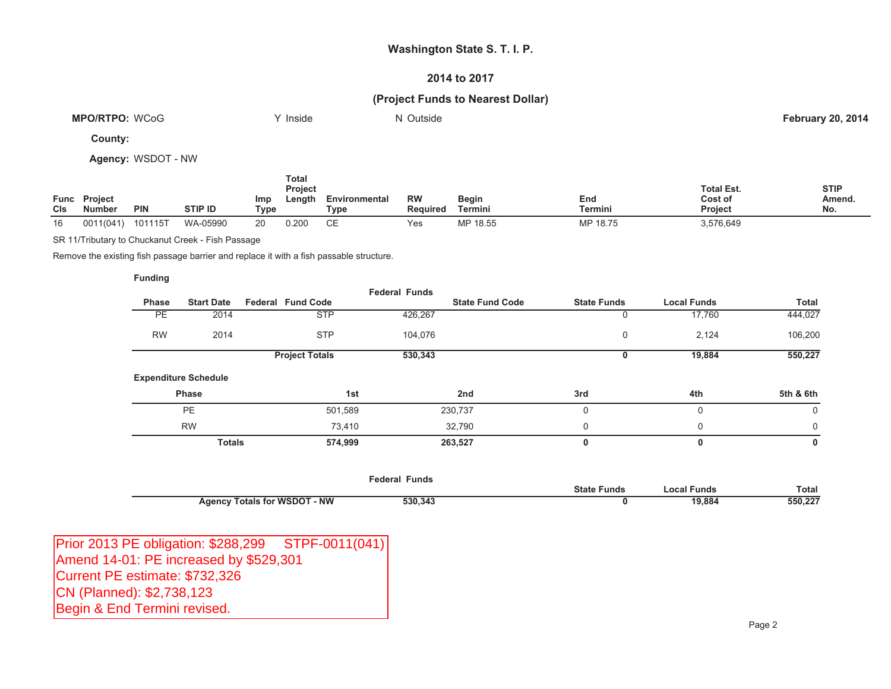# Washington State S. T. I. P.

## 2014 to 2017

## (Project Funds to Nearest Dollar)

**MPO/RTPO:** WCoG &nbsp;&nbsp;&nbsp;&nbsp; Y Inside &nbsp;&nbsp;&nbsp;&nbsp; N Outside &nbsp;&nbsp;&nbsp;&nbsp; **February 20, 2014**

**County:**

**Agency:** WSDOT - NW

| Func Cls | Project Number | PIN | STIP ID | Imp Type | Total Project Length | Environmental Type | RW Required | Begin Termini | End Termini | Total Est. Cost of Project | STIP Amend. No. |
|---|---|---|---|---|---|---|---|---|---|---|---|
| 16 | 0011(041) | 101115T | WA-05990 | 20 | 0.200 | CE | Yes | MP 18.55 | MP 18.75 | 3,576,649 | |

SR 11/Tributary to Chuckanut Creek - Fish Passage

Remove the existing fish passage barrier and replace it with a fish passable structure.

**Funding**

| Phase | Start Date | Federal Fund Code | Federal Funds | State Fund Code | State Funds | Local Funds | Total |
|---|---|---|---|---|---|---|---|
| PE | 2014 | STP | 426,267 | | 0 | 17,760 | 444,027 |
| RW | 2014 | STP | 104,076 | | 0 | 2,124 | 106,200 |
| | | **Project Totals** | **530,343** | | **0** | **19,884** | **550,227** |

**Expenditure Schedule**

| Phase | 1st | 2nd | 3rd | 4th | 5th & 6th |
|---|---|---|---|---|---|
| PE | 501,589 | 230,737 | 0 | 0 | 0 |
| RW | 73,410 | 32,790 | 0 | 0 | 0 |
| **Totals** | **574,999** | **263,527** | **0** | **0** | **0** |

| | Federal Funds | State Funds | Local Funds | Total |
|---|---|---|---|---|
| **Agency Totals for WSDOT - NW** | **530,343** | **0** | **19,884** | **550,227** |

Prior 2013 PE obligation: $288,299 &nbsp;&nbsp; STPF-0011(041)
Amend 14-01: PE increased by $529,301
Current PE estimate: $732,326
CN (Planned): $2,738,123
Begin & End Termini revised.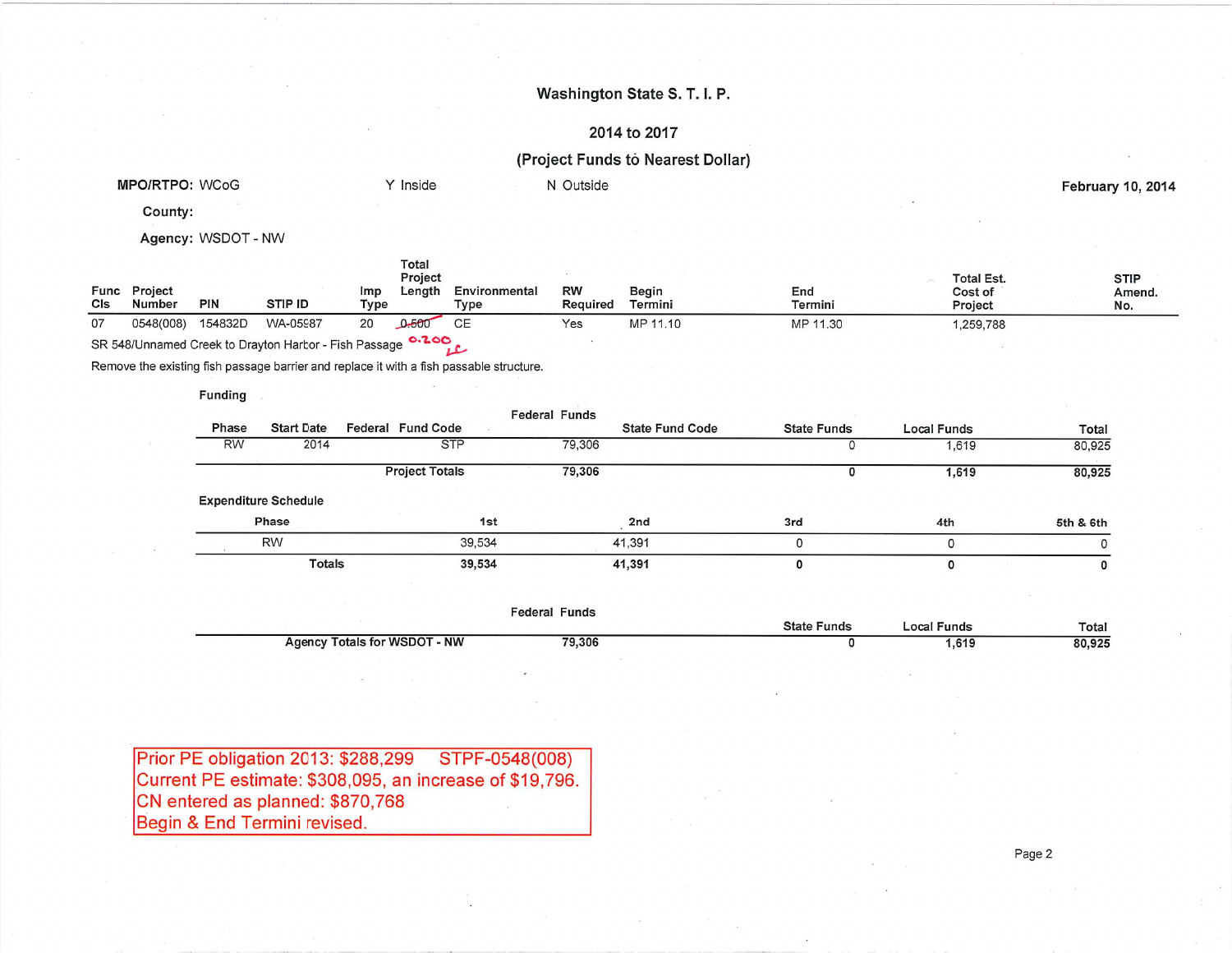# Washington State S. T. I. P.

## 2014 to 2017

## (Project Funds to Nearest Dollar)

**MPO/RTPO:** WCoG  Y Inside  N Outside  **February 10, 2014**

**County:**

**Agency:** WSDOT - NW

| Func Cls | Project Number | PIN | STIP ID | Imp Type | Total Project Length | Environmental Type | RW Required | Begin Termini | End Termini | Total Est. Cost of Project | STIP Amend. No. |
|---|---|---|---|---|---|---|---|---|---|---|---|
| 07 | 0548(008) | 154832D | WA-05987 | 20 | ~~0.500~~ 0.200 | CE | Yes | MP 11.10 | MP 11.30 | 1,259,788 | |

SR 548/Unnamed Creek to Drayton Harbor - Fish Passage

Remove the existing fish passage barrier and replace it with a fish passable structure.

**Funding**

| Phase | Start Date | Federal Fund Code | Federal Funds | State Fund Code | State Funds | Local Funds | Total |
|---|---|---|---|---|---|---|---|
| RW | 2014 | STP | 79,306 | | 0 | 1,619 | 80,925 |
| | | **Project Totals** | **79,306** | | **0** | **1,619** | **80,925** |

**Expenditure Schedule**

| Phase | 1st | 2nd | 3rd | 4th | 5th & 6th |
|---|---|---|---|---|---|
| RW | 39,534 | 41,391 | 0 | 0 | 0 |
| **Totals** | **39,534** | **41,391** | **0** | **0** | **0** |

| | Federal Funds | State Funds | Local Funds | Total |
|---|---|---|---|---|
| **Agency Totals for WSDOT - NW** | **79,306** | **0** | **1,619** | **80,925** |

Prior PE obligation 2013: $288,299 STPF-0548(008)
Current PE estimate: $308,095, an increase of $19,796.
CN entered as planned: $870,768
Begin & End Termini revised.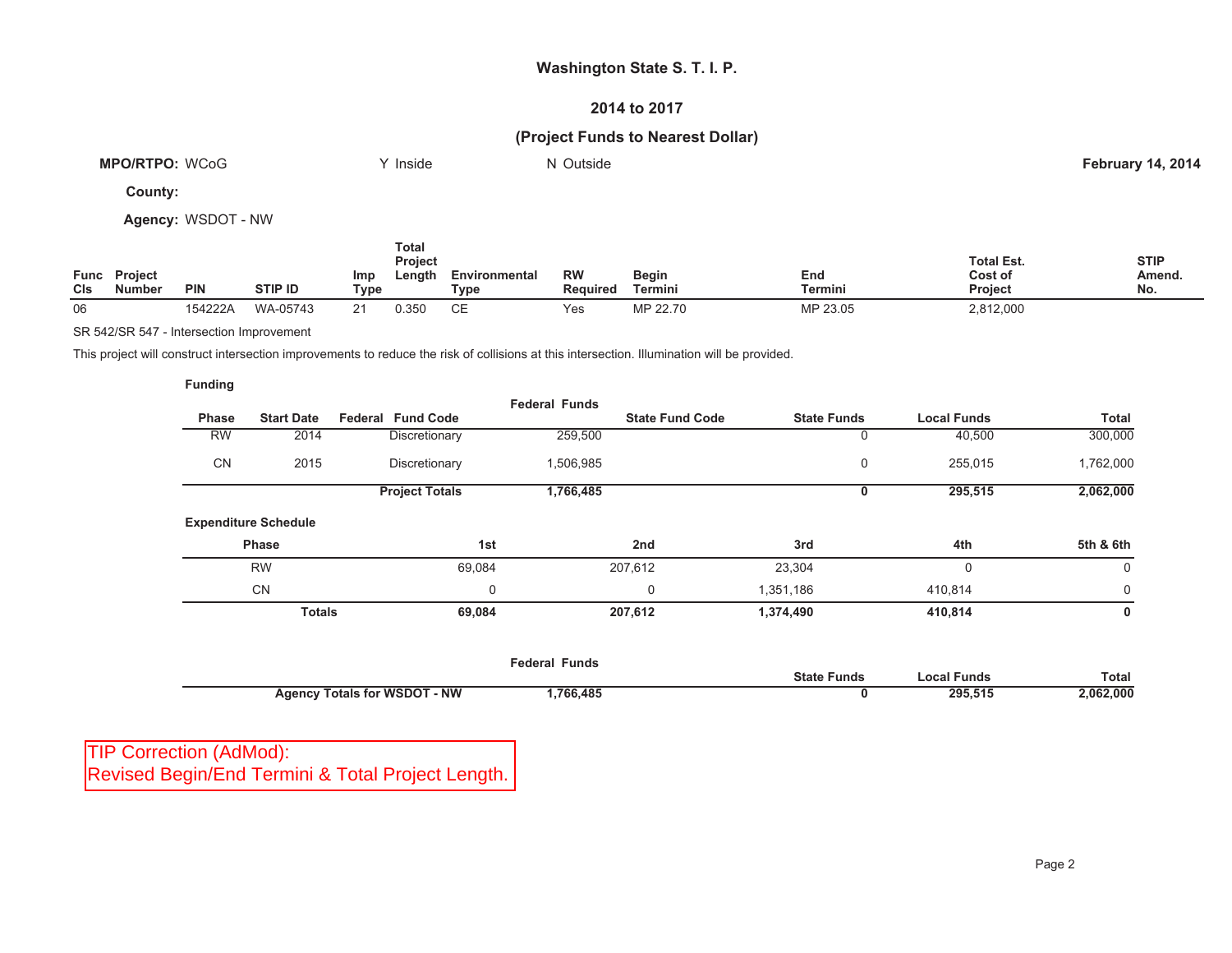# Washington State S. T. I. P.

## 2014 to 2017

## (Project Funds to Nearest Dollar)

**MPO/RTPO:** WCoG  Y Inside  N Outside  **February 14, 2014**

**County:**

**Agency:** WSDOT - NW

| Func Cls | Project Number | PIN | STIP ID | Imp Type | Total Project Length | Environmental Type | RW Required | Begin Termini | End Termini | Total Est. Cost of Project | STIP Amend. No. |
|---|---|---|---|---|---|---|---|---|---|---|---|
| 06 | | 154222A | WA-05743 | 21 | 0.350 | CE | Yes | MP 22.70 | MP 23.05 | 2,812,000 | |

SR 542/SR 547 - Intersection Improvement

This project will construct intersection improvements to reduce the risk of collisions at this intersection. Illumination will be provided.

**Funding**

| Phase | Start Date | Federal Fund Code | Federal Funds | State Fund Code | State Funds | Local Funds | Total |
|---|---|---|---|---|---|---|---|
| RW | 2014 | Discretionary | 259,500 | | 0 | 40,500 | 300,000 |
| CN | 2015 | Discretionary | 1,506,985 | | 0 | 255,015 | 1,762,000 |
| | | **Project Totals** | **1,766,485** | | **0** | **295,515** | **2,062,000** |

**Expenditure Schedule**

| Phase | 1st | 2nd | 3rd | 4th | 5th & 6th |
|---|---|---|---|---|---|
| RW | 69,084 | 207,612 | 23,304 | 0 | 0 |
| CN | 0 | 0 | 1,351,186 | 410,814 | 0 |
| **Totals** | **69,084** | **207,612** | **1,374,490** | **410,814** | **0** |

| | Federal Funds | State Funds | Local Funds | Total |
|---|---|---|---|---|
| **Agency Totals for WSDOT - NW** | **1,766,485** | **0** | **295,515** | **2,062,000** |

TIP Correction (AdMod):
Revised Begin/End Termini & Total Project Length.